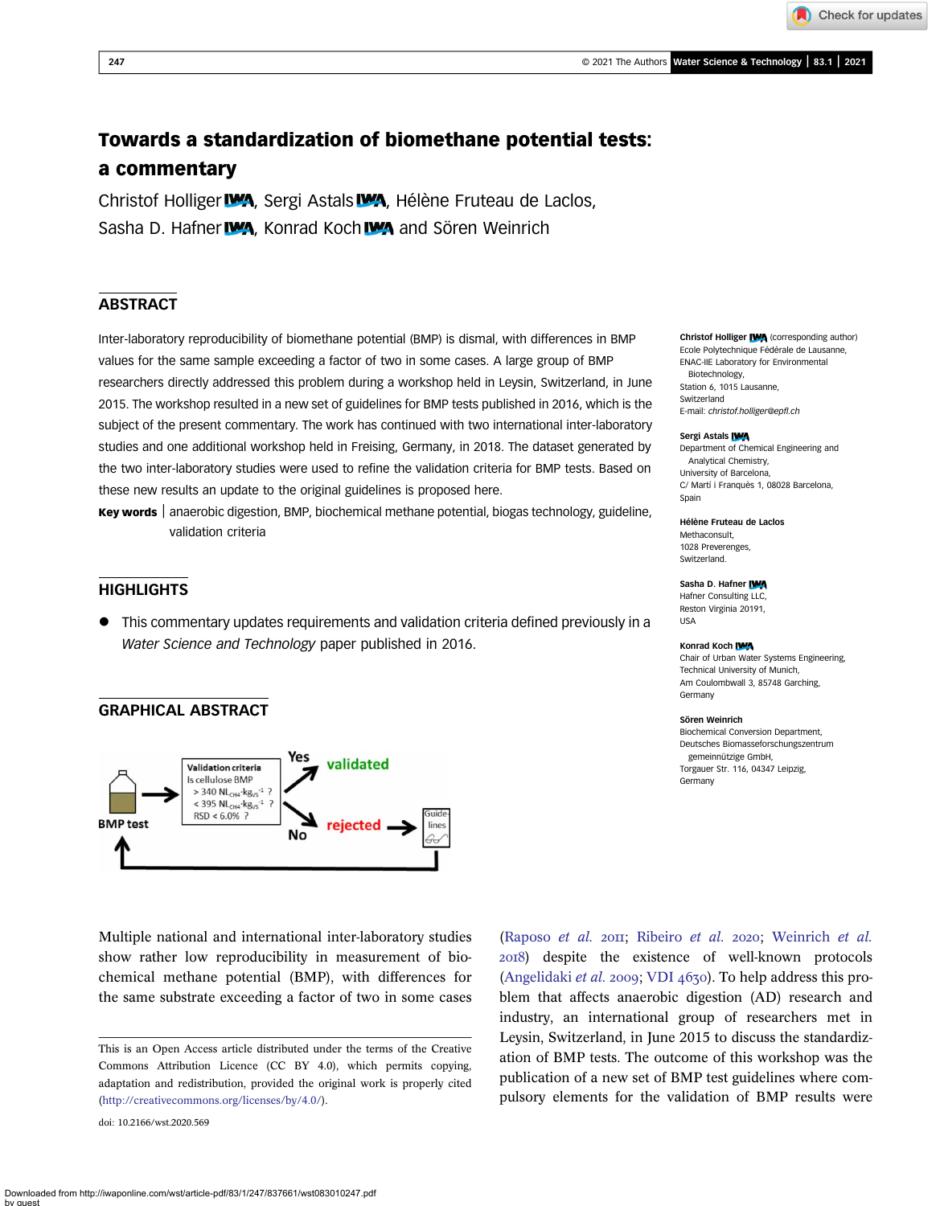# Towards a standardization of biomethane potential tests: a commentary

Christof Holliger, Sergi Astals, Hélène Fruteau de Laclos, Sasha D. Hafner, Konrad Koch and Sören Weinrich

## ABSTRACT

Inter-laboratory reproducibility of biomethane potential (BMP) is dismal, with differences in BMP values for the same sample exceeding a factor of two in some cases. A large group of BMP researchers directly addressed this problem during a workshop held in Leysin, Switzerland, in June 2015. The workshop resulted in a new set of guidelines for BMP tests published in 2016, which is the subject of the present commentary. The work has continued with two international inter-laboratory studies and one additional workshop held in Freising, Germany, in 2018. The dataset generated by the two inter-laboratory studies were used to refine the validation criteria for BMP tests. Based on these new results an update to the original guidelines is proposed here.

**Key words** | anaerobic digestion, BMP, biochemical methane potential, biogas technology, guideline, validation criteria

**Christof Holliger** (corresponding author)
Ecole Polytechnique Fédérale de Lausanne,
ENAC-IIE Laboratory for Environmental Biotechnology,
Station 6, 1015 Lausanne,
Switzerland
E-mail: *christof.holliger@epfl.ch*

**Sergi Astals**
Department of Chemical Engineering and Analytical Chemistry,
University of Barcelona,
C/ Martí i Franquès 1, 08028 Barcelona,
Spain

**Hélène Fruteau de Laclos**
Methaconsult,
1028 Preverenges,
Switzerland.

**Sasha D. Hafner**
Hafner Consulting LLC,
Reston Virginia 20191,
USA

**Konrad Koch**
Chair of Urban Water Systems Engineering,
Technical University of Munich,
Am Coulombwall 3, 85748 Garching,
Germany

**Sören Weinrich**
Biochemical Conversion Department,
Deutsches Biomasseforschungszentrum gemeinnützige GmbH,
Torgauer Str. 116, 04347 Leipzig,
Germany

## HIGHLIGHTS

- This commentary updates requirements and validation criteria defined previously in a *Water Science and Technology* paper published in 2016.

## GRAPHICAL ABSTRACT

BMP test → Validation criteria: Is cellulose BMP > 340 $NL_{CH4} \cdot kg_{VS}^{-1}$ ? < 395 $NL_{CH4} \cdot kg_{VS}^{-1}$ ? RSD < 6.0% ? → Yes: validated; No: rejected → Guidelines → BMP test

Multiple national and international inter-laboratory studies show rather low reproducibility in measurement of biochemical methane potential (BMP), with differences for the same substrate exceeding a factor of two in some cases (Raposo *et al.* 2011; Ribeiro *et al.* 2020; Weinrich *et al.* 2018) despite the existence of well-known protocols (Angelidaki *et al.* 2009; VDI 4630). To help address this problem that affects anaerobic digestion (AD) research and industry, an international group of researchers met in Leysin, Switzerland, in June 2015 to discuss the standardization of BMP tests. The outcome of this workshop was the publication of a new set of BMP test guidelines where compulsory elements for the validation of BMP results were

This is an Open Access article distributed under the terms of the Creative Commons Attribution Licence (CC BY 4.0), which permits copying, adaptation and redistribution, provided the original work is properly cited (http://creativecommons.org/licenses/by/4.0/).

doi: 10.2166/wst.2020.569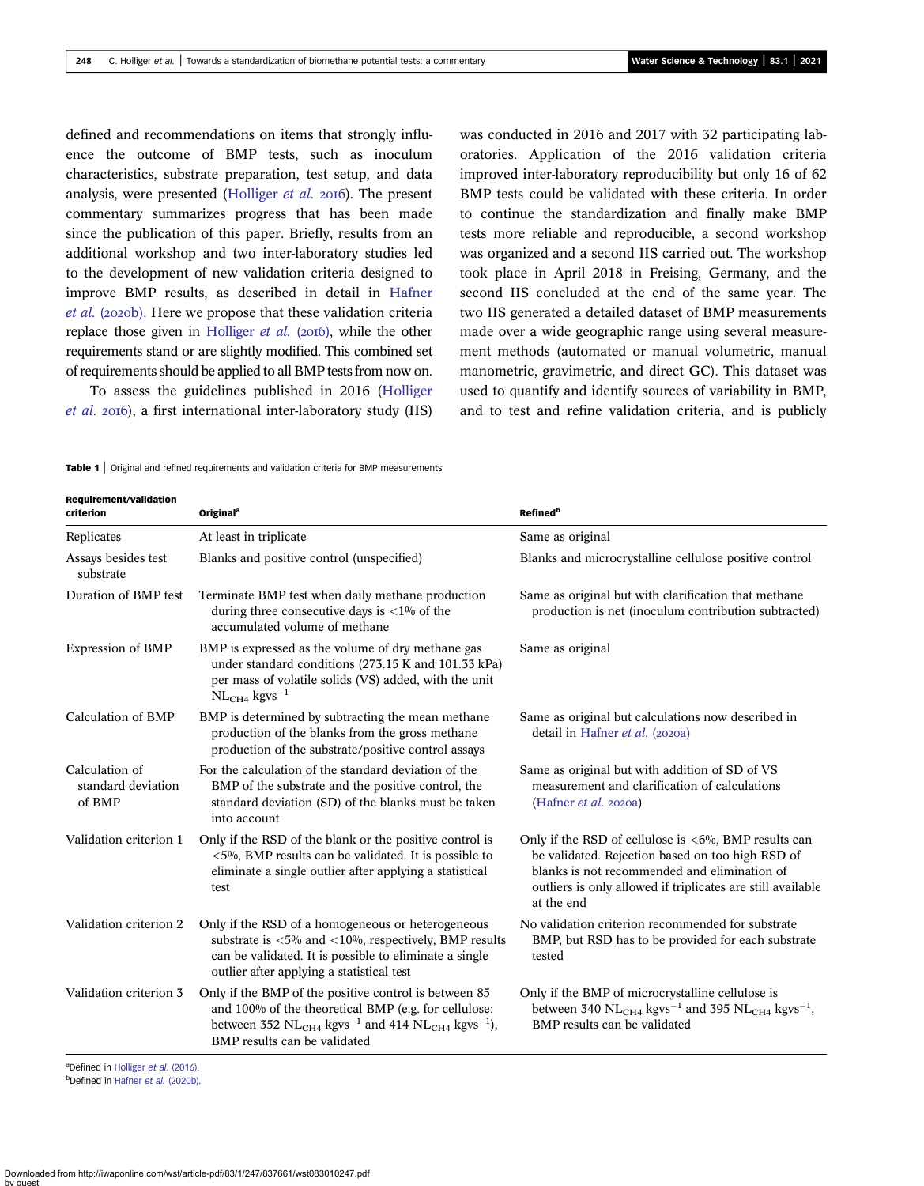defined and recommendations on items that strongly influence the outcome of BMP tests, such as inoculum characteristics, substrate preparation, test setup, and data analysis, were presented (Holliger *et al.* 2016). The present commentary summarizes progress that has been made since the publication of this paper. Briefly, results from an additional workshop and two inter-laboratory studies led to the development of new validation criteria designed to improve BMP results, as described in detail in Hafner *et al.* (2020b). Here we propose that these validation criteria replace those given in Holliger *et al.* (2016), while the other requirements stand or are slightly modified. This combined set of requirements should be applied to all BMP tests from now on.

To assess the guidelines published in 2016 (Holliger *et al.* 2016), a first international inter-laboratory study (IIS) was conducted in 2016 and 2017 with 32 participating laboratories. Application of the 2016 validation criteria improved inter-laboratory reproducibility but only 16 of 62 BMP tests could be validated with these criteria. In order to continue the standardization and finally make BMP tests more reliable and reproducible, a second workshop was organized and a second IIS carried out. The workshop took place in April 2018 in Freising, Germany, and the second IIS concluded at the end of the same year. The two IIS generated a detailed dataset of BMP measurements made over a wide geographic range using several measurement methods (automated or manual volumetric, manual manometric, gravimetric, and direct GC). This dataset was used to quantify and identify sources of variability in BMP, and to test and refine validation criteria, and is publicly

**Table 1** | Original and refined requirements and validation criteria for BMP measurements

| Requirement/validation criterion | Original[a] | Refined[b] |
|---|---|---|
| Replicates | At least in triplicate | Same as original |
| Assays besides test substrate | Blanks and positive control (unspecified) | Blanks and microcrystalline cellulose positive control |
| Duration of BMP test | Terminate BMP test when daily methane production during three consecutive days is <1% of the accumulated volume of methane | Same as original but with clarification that methane production is net (inoculum contribution subtracted) |
| Expression of BMP | BMP is expressed as the volume of dry methane gas under standard conditions (273.15 K and 101.33 kPa) per mass of volatile solids (VS) added, with the unit $NL_{CH4}$ $kgvs^{-1}$ | Same as original |
| Calculation of BMP | BMP is determined by subtracting the mean methane production of the blanks from the gross methane production of the substrate/positive control assays | Same as original but calculations now described in detail in Hafner *et al.* (2020a) |
| Calculation of standard deviation of BMP | For the calculation of the standard deviation of the BMP of the substrate and the positive control, the standard deviation (SD) of the blanks must be taken into account | Same as original but with addition of SD of VS measurement and clarification of calculations (Hafner *et al.* 2020a) |
| Validation criterion 1 | Only if the RSD of the blank or the positive control is <5%, BMP results can be validated. It is possible to eliminate a single outlier after applying a statistical test | Only if the RSD of cellulose is <6%, BMP results can be validated. Rejection based on too high RSD of blanks is not recommended and elimination of outliers is only allowed if triplicates are still available at the end |
| Validation criterion 2 | Only if the RSD of a homogeneous or heterogeneous substrate is <5% and <10%, respectively, BMP results can be validated. It is possible to eliminate a single outlier after applying a statistical test | No validation criterion recommended for substrate BMP, but RSD has to be provided for each substrate tested |
| Validation criterion 3 | Only if the BMP of the positive control is between 85 and 100% of the theoretical BMP (e.g. for cellulose: between 352 $NL_{CH4}$ $kgvs^{-1}$ and 414 $NL_{CH4}$ $kgvs^{-1}$), BMP results can be validated | Only if the BMP of microcrystalline cellulose is between 340 $NL_{CH4}$ $kgvs^{-1}$ and 395 $NL_{CH4}$ $kgvs^{-1}$, BMP results can be validated |

[a]Defined in Holliger *et al.* (2016).
[b]Defined in Hafner *et al.* (2020b).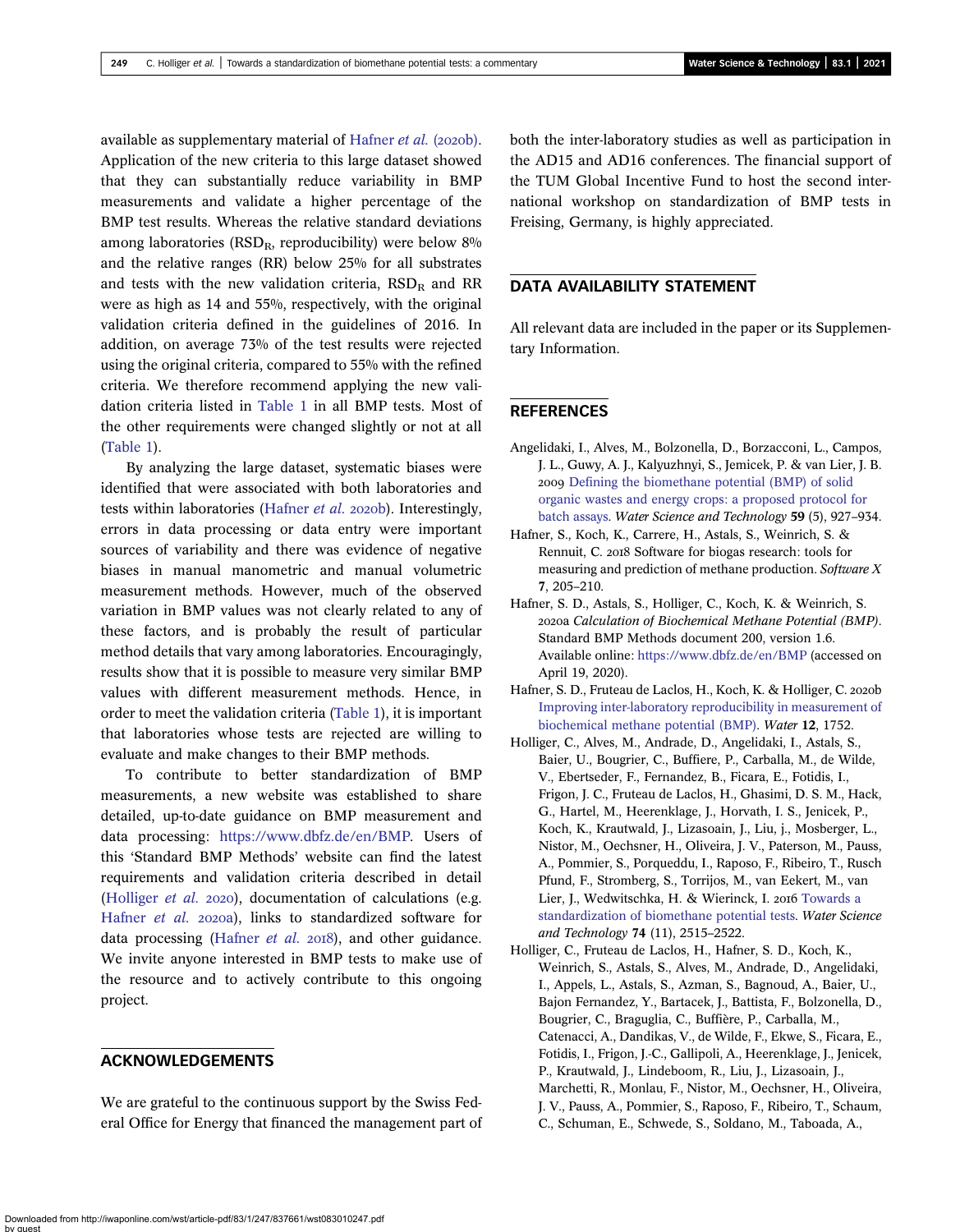available as supplementary material of Hafner *et al.* (2020b). Application of the new criteria to this large dataset showed that they can substantially reduce variability in BMP measurements and validate a higher percentage of the BMP test results. Whereas the relative standard deviations among laboratories ($RSD_R$, reproducibility) were below 8% and the relative ranges (RR) below 25% for all substrates and tests with the new validation criteria, $RSD_R$ and RR were as high as 14 and 55%, respectively, with the original validation criteria defined in the guidelines of 2016. In addition, on average 73% of the test results were rejected using the original criteria, compared to 55% with the refined criteria. We therefore recommend applying the new validation criteria listed in Table 1 in all BMP tests. Most of the other requirements were changed slightly or not at all (Table 1).

By analyzing the large dataset, systematic biases were identified that were associated with both laboratories and tests within laboratories (Hafner *et al.* 2020b). Interestingly, errors in data processing or data entry were important sources of variability and there was evidence of negative biases in manual manometric and manual volumetric measurement methods. However, much of the observed variation in BMP values was not clearly related to any of these factors, and is probably the result of particular method details that vary among laboratories. Encouragingly, results show that it is possible to measure very similar BMP values with different measurement methods. Hence, in order to meet the validation criteria (Table 1), it is important that laboratories whose tests are rejected are willing to evaluate and make changes to their BMP methods.

To contribute to better standardization of BMP measurements, a new website was established to share detailed, up-to-date guidance on BMP measurement and data processing: https://www.dbfz.de/en/BMP. Users of this 'Standard BMP Methods' website can find the latest requirements and validation criteria described in detail (Holliger *et al.* 2020), documentation of calculations (e.g. Hafner *et al.* 2020a), links to standardized software for data processing (Hafner *et al.* 2018), and other guidance. We invite anyone interested in BMP tests to make use of the resource and to actively contribute to this ongoing project.

## ACKNOWLEDGEMENTS

We are grateful to the continuous support by the Swiss Federal Office for Energy that financed the management part of both the inter-laboratory studies as well as participation in the AD15 and AD16 conferences. The financial support of the TUM Global Incentive Fund to host the second international workshop on standardization of BMP tests in Freising, Germany, is highly appreciated.

## DATA AVAILABILITY STATEMENT

All relevant data are included in the paper or its Supplementary Information.

## REFERENCES

Angelidaki, I., Alves, M., Bolzonella, D., Borzacconi, L., Campos, J. L., Guwy, A. J., Kalyuzhnyi, S., Jemicek, P. & van Lier, J. B. 2009 Defining the biomethane potential (BMP) of solid organic wastes and energy crops: a proposed protocol for batch assays. *Water Science and Technology* **59** (5), 927–934.

Hafner, S., Koch, K., Carrere, H., Astals, S., Weinrich, S. & Rennuit, C. 2018 Software for biogas research: tools for measuring and prediction of methane production. *Software X* **7**, 205–210.

Hafner, S. D., Astals, S., Holliger, C., Koch, K. & Weinrich, S. 2020a *Calculation of Biochemical Methane Potential (BMP)*. Standard BMP Methods document 200, version 1.6. Available online: https://www.dbfz.de/en/BMP (accessed on April 19, 2020).

Hafner, S. D., Fruteau de Laclos, H., Koch, K. & Holliger, C. 2020b Improving inter-laboratory reproducibility in measurement of biochemical methane potential (BMP). *Water* **12**, 1752.

Holliger, C., Alves, M., Andrade, D., Angelidaki, I., Astals, S., Baier, U., Bougrier, C., Buffiere, P., Carballa, M., de Wilde, V., Ebertseder, F., Fernandez, B., Ficara, E., Fotidis, I., Frigon, J. C., Fruteau de Laclos, H., Ghasimi, D. S. M., Hack, G., Hartel, M., Heerenklage, J., Horvath, I. S., Jenicek, P., Koch, K., Krautwald, J., Lizasoain, J., Liu, j., Mosberger, L., Nistor, M., Oechsner, H., Oliveira, J. V., Paterson, M., Pauss, A., Pommier, S., Porqueddu, I., Raposo, F., Ribeiro, T., Rusch Pfund, F., Stromberg, S., Torrijos, M., van Eekert, M., van Lier, J., Wedwitschka, H. & Wierinck, I. 2016 Towards a standardization of biomethane potential tests. *Water Science and Technology* **74** (11), 2515–2522.

Holliger, C., Fruteau de Laclos, H., Hafner, S. D., Koch, K., Weinrich, S., Astals, S., Alves, M., Andrade, D., Angelidaki, I., Appels, L., Astals, S., Azman, S., Bagnoud, A., Baier, U., Bajon Fernandez, Y., Bartacek, J., Battista, F., Bolzonella, D., Bougrier, C., Braguglia, C., Buffière, P., Carballa, M., Catenacci, A., Dandikas, V., de Wilde, F., Ekwe, S., Ficara, E., Fotidis, I., Frigon, J.-C., Gallipoli, A., Heerenklage, J., Jenicek, P., Krautwald, J., Lindeboom, R., Liu, J., Lizasoain, J., Marchetti, R., Monlau, F., Nistor, M., Oechsner, H., Oliveira, J. V., Pauss, A., Pommier, S., Raposo, F., Ribeiro, T., Schaum, C., Schuman, E., Schwede, S., Soldano, M., Taboada, A.,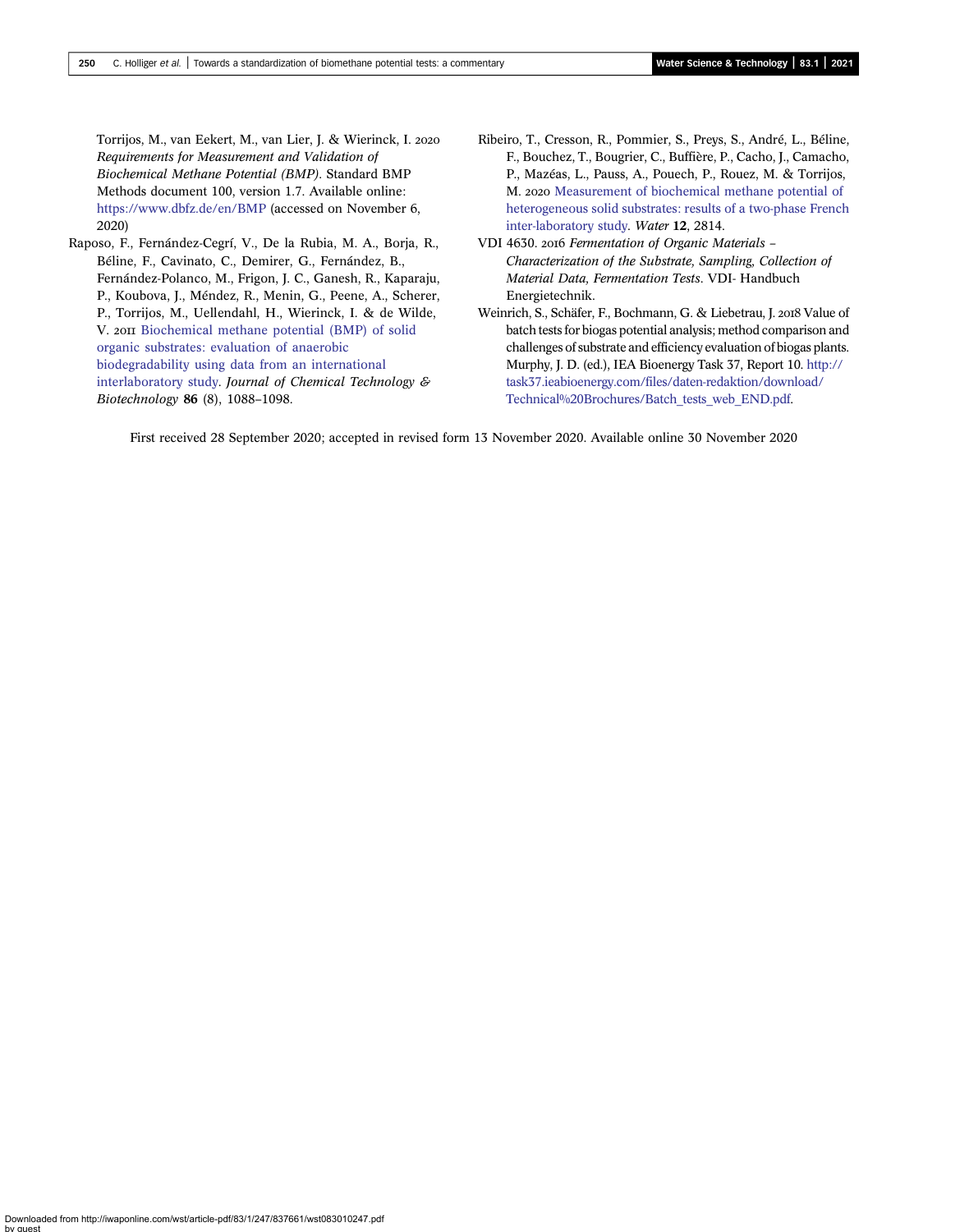Torrijos, M., van Eekert, M., van Lier, J. & Wierinck, I. 2020 *Requirements for Measurement and Validation of Biochemical Methane Potential (BMP)*. Standard BMP Methods document 100, version 1.7. Available online: https://www.dbfz.de/en/BMP (accessed on November 6, 2020)

Raposo, F., Fernández-Cegrí, V., De la Rubia, M. A., Borja, R., Béline, F., Cavinato, C., Demirer, G., Fernández, B., Fernández-Polanco, M., Frigon, J. C., Ganesh, R., Kaparaju, P., Koubova, J., Méndez, R., Menin, G., Peene, A., Scherer, P., Torrijos, M., Uellendahl, H., Wierinck, I. & de Wilde, V. 2011 Biochemical methane potential (BMP) of solid organic substrates: evaluation of anaerobic biodegradability using data from an international interlaboratory study. *Journal of Chemical Technology & Biotechnology* **86** (8), 1088–1098.

Ribeiro, T., Cresson, R., Pommier, S., Preys, S., André, L., Béline, F., Bouchez, T., Bougrier, C., Buffière, P., Cacho, J., Camacho, P., Mazéas, L., Pauss, A., Pouech, P., Rouez, M. & Torrijos, M. 2020 Measurement of biochemical methane potential of heterogeneous solid substrates: results of a two-phase French inter-laboratory study. *Water* **12**, 2814.

VDI 4630. 2016 *Fermentation of Organic Materials – Characterization of the Substrate, Sampling, Collection of Material Data, Fermentation Tests*. VDI- Handbuch Energietechnik.

Weinrich, S., Schäfer, F., Bochmann, G. & Liebetrau, J. 2018 Value of batch tests for biogas potential analysis; method comparison and challenges of substrate and efficiency evaluation of biogas plants. Murphy, J. D. (ed.), IEA Bioenergy Task 37, Report 10. http://task37.ieabioenergy.com/files/daten-redaktion/download/Technical%20Brochures/Batch_tests_web_END.pdf.

First received 28 September 2020; accepted in revised form 13 November 2020. Available online 30 November 2020